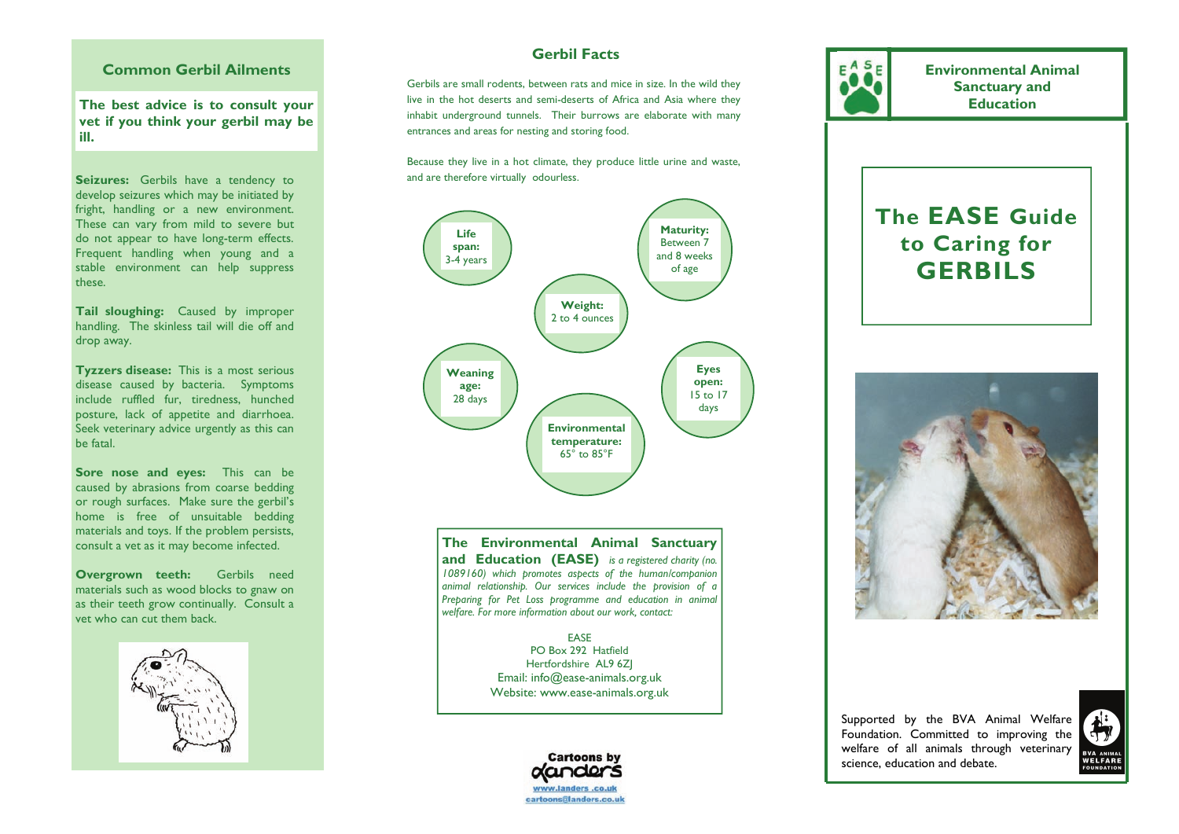## Common Gerbil Ailments

**The best advice is to consult your vet if you think your gerbil may be ill.**

**Seizures:** Gerbils have a tendency to develop seizures which may be initiated by fright, handling or a new environment. These can vary from mild to severe but do not appear to have long-term effects. Frequent handling when young and a stable environment can help suppress these.

**Tail sloughing:** Caused by improper handling. The skinless tail will die off and drop away.

**Tyzzers disease:** This is a most serious disease caused by bacteria. Symptoms include ruffled fur, tiredness, hunched posture, lack of appetite and diarrhoea. Seek veterinary advice urgently as this can be fatal.

**Sore nose and eyes:** This can be caused by abrasions from coarse bedding or rough surfaces. Make sure the gerbil's home is free of unsuitable bedding materials and toys. If the problem persists, consult a vet as it may become infected.

**Overgrown teeth:** Gerbils need materials such as wood blocks to gnaw on as their teeth grow continually. Consult a vet who can cut them back.

## Gerbil Facts

Gerbils are small rodents, between rats and mice in size. In the wild they live in the hot deserts and semi-deserts of Africa and Asia where they inhabit underground tunnels. Their burrows are elaborate with many entrances and areas for nesting and storing food.

Because they live in a hot climate, they produce little urine and waste, and are therefore virtually odourless.

- **Life span:** 3-4 years
- **Maturity:** Between 7 and 8 weeks of age
- **Weight:** 2 to 4 ounces
- **Weaning age:** 28 days
- **Eyes open:** 15 to 17 days
- **Environmental temperature:** 65° to 85°F

**The Environmental Animal Sanctuary and Education (EASE)** *is a registered charity (no. 1089160) which promotes aspects of the human/companion animal relationship. Our services include the provision of a Preparing for Pet Loss programme and education in animal welfare. For more information about our work, contact:*

EASE
PO Box 292 Hatfield
Hertfordshire AL9 6ZJ
Email: info@ease-animals.org.uk
Website: www.ease-animals.org.uk

Cartoons by Landers
www.landers.co.uk
cartoons@landers.co.uk

**Environmental Animal Sanctuary and Education**

# The EASE Guide to Caring for GERBILS

Supported by the BVA Animal Welfare Foundation. Committed to improving the welfare of all animals through veterinary science, education and debate.

BVA ANIMAL WELFARE FOUNDATION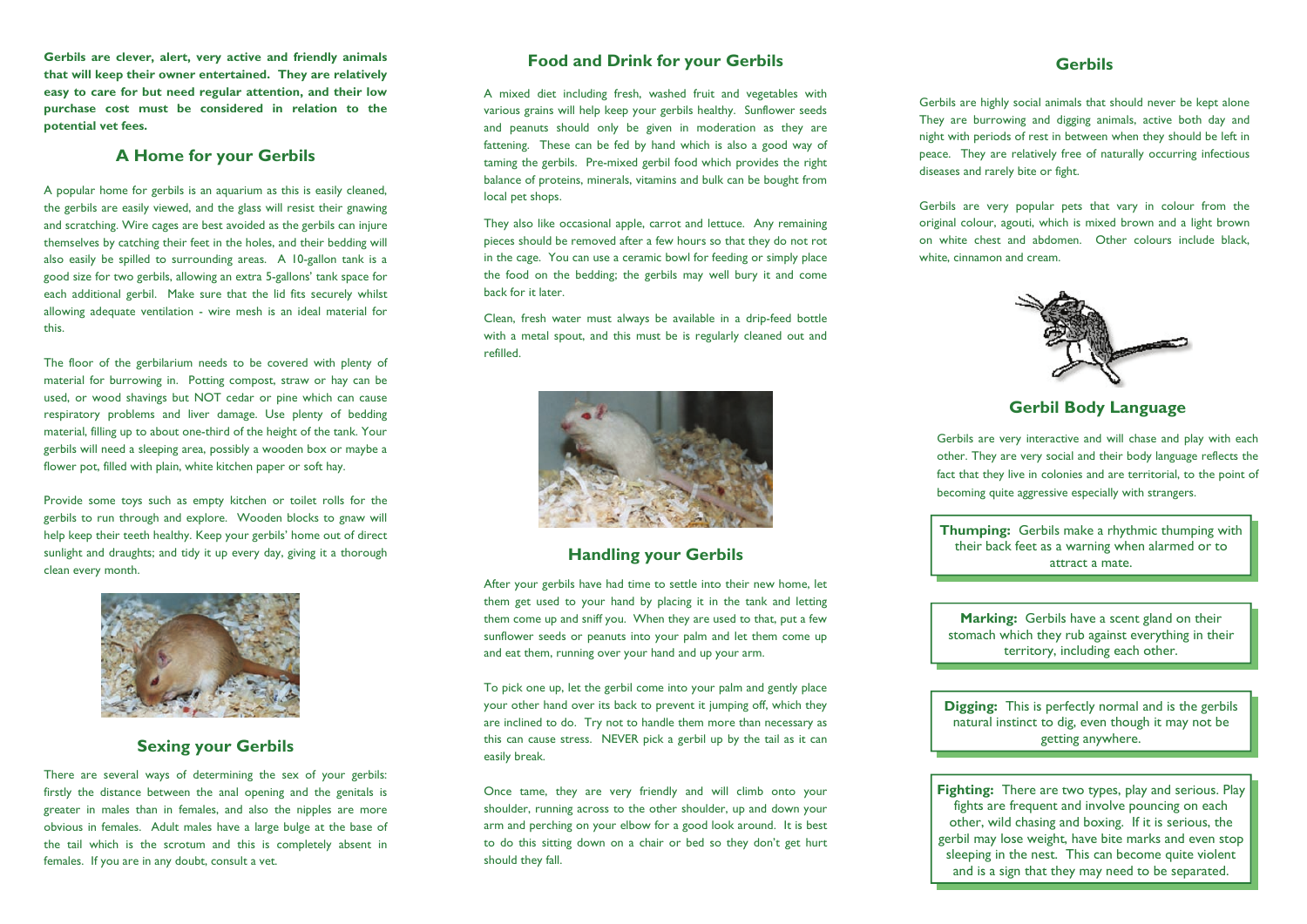**Gerbils are clever, alert, very active and friendly animals that will keep their owner entertained. They are relatively easy to care for but need regular attention, and their low purchase cost must be considered in relation to the potential vet fees.**

## A Home for your Gerbils

A popular home for gerbils is an aquarium as this is easily cleaned, the gerbils are easily viewed, and the glass will resist their gnawing and scratching. Wire cages are best avoided as the gerbils can injure themselves by catching their feet in the holes, and their bedding will also easily be spilled to surrounding areas. A 10-gallon tank is a good size for two gerbils, allowing an extra 5-gallons' tank space for each additional gerbil. Make sure that the lid fits securely whilst allowing adequate ventilation - wire mesh is an ideal material for this.

The floor of the gerbilarium needs to be covered with plenty of material for burrowing in. Potting compost, straw or hay can be used, or wood shavings but NOT cedar or pine which can cause respiratory problems and liver damage. Use plenty of bedding material, filling up to about one-third of the height of the tank. Your gerbils will need a sleeping area, possibly a wooden box or maybe a flower pot, filled with plain, white kitchen paper or soft hay.

Provide some toys such as empty kitchen or toilet rolls for the gerbils to run through and explore. Wooden blocks to gnaw will help keep their teeth healthy. Keep your gerbils' home out of direct sunlight and draughts; and tidy it up every day, giving it a thorough clean every month.

## Sexing your Gerbils

There are several ways of determining the sex of your gerbils: firstly the distance between the anal opening and the genitals is greater in males than in females, and also the nipples are more obvious in females. Adult males have a large bulge at the base of the tail which is the scrotum and this is completely absent in females. If you are in any doubt, consult a vet.

## Food and Drink for your Gerbils

A mixed diet including fresh, washed fruit and vegetables with various grains will help keep your gerbils healthy. Sunflower seeds and peanuts should only be given in moderation as they are fattening. These can be fed by hand which is also a good way of taming the gerbils. Pre-mixed gerbil food which provides the right balance of proteins, minerals, vitamins and bulk can be bought from local pet shops.

They also like occasional apple, carrot and lettuce. Any remaining pieces should be removed after a few hours so that they do not rot in the cage. You can use a ceramic bowl for feeding or simply place the food on the bedding; the gerbils may well bury it and come back for it later.

Clean, fresh water must always be available in a drip-feed bottle with a metal spout, and this must be is regularly cleaned out and refilled.

## Handling your Gerbils

After your gerbils have had time to settle into their new home, let them get used to your hand by placing it in the tank and letting them come up and sniff you. When they are used to that, put a few sunflower seeds or peanuts into your palm and let them come up and eat them, running over your hand and up your arm.

To pick one up, let the gerbil come into your palm and gently place your other hand over its back to prevent it jumping off, which they are inclined to do. Try not to handle them more than necessary as this can cause stress. NEVER pick a gerbil up by the tail as it can easily break.

Once tame, they are very friendly and will climb onto your shoulder, running across to the other shoulder, up and down your arm and perching on your elbow for a good look around. It is best to do this sitting down on a chair or bed so they don't get hurt should they fall.

## Gerbils

Gerbils are highly social animals that should never be kept alone They are burrowing and digging animals, active both day and night with periods of rest in between when they should be left in peace. They are relatively free of naturally occurring infectious diseases and rarely bite or fight.

Gerbils are very popular pets that vary in colour from the original colour, agouti, which is mixed brown and a light brown on white chest and abdomen. Other colours include black, white, cinnamon and cream.

## Gerbil Body Language

Gerbils are very interactive and will chase and play with each other. They are very social and their body language reflects the fact that they live in colonies and are territorial, to the point of becoming quite aggressive especially with strangers.

**Thumping:** Gerbils make a rhythmic thumping with their back feet as a warning when alarmed or to attract a mate.

**Marking:** Gerbils have a scent gland on their stomach which they rub against everything in their territory, including each other.

**Digging:** This is perfectly normal and is the gerbils natural instinct to dig, even though it may not be getting anywhere.

**Fighting:** There are two types, play and serious. Play fights are frequent and involve pouncing on each other, wild chasing and boxing. If it is serious, the gerbil may lose weight, have bite marks and even stop sleeping in the nest. This can become quite violent and is a sign that they may need to be separated.